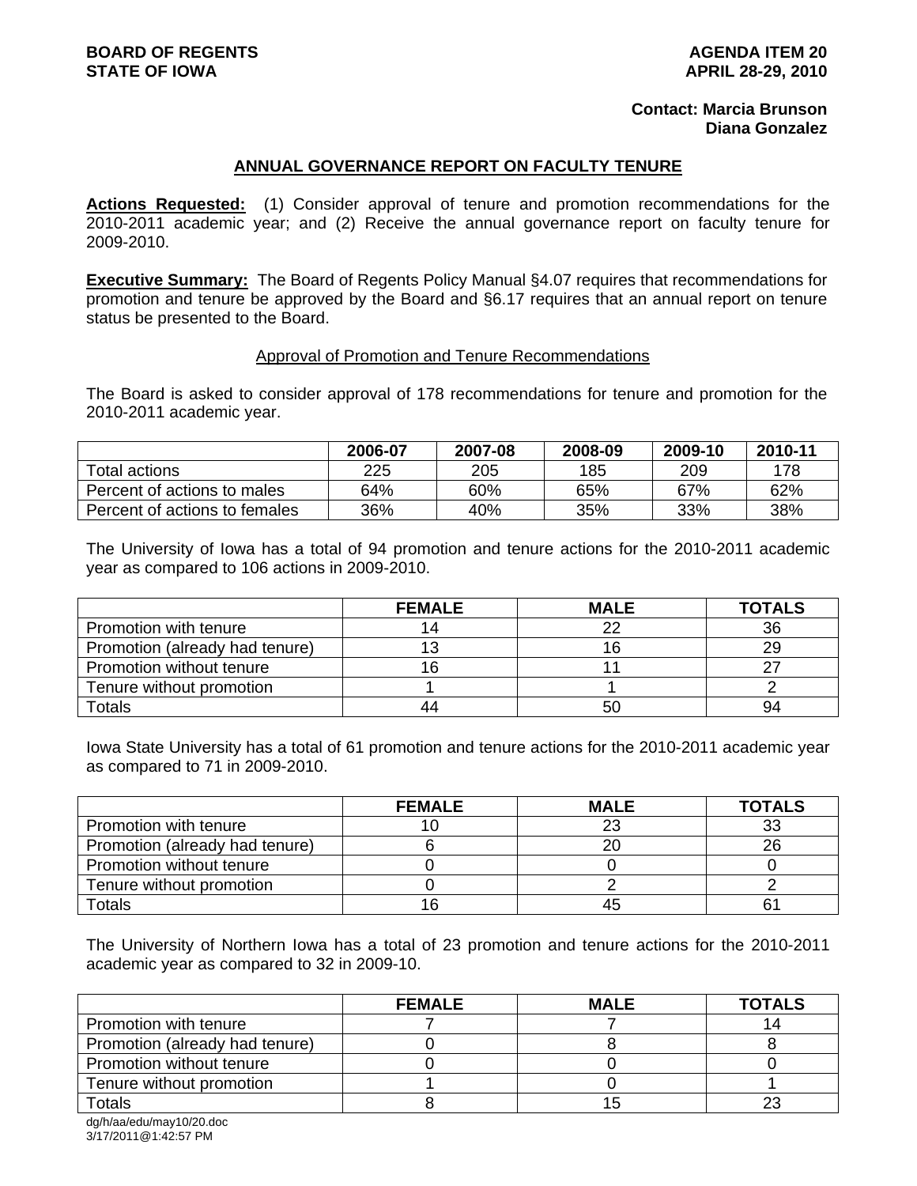**BOARD OF REGENTS**
**STATE OF IOWA**

**AGENDA ITEM 20**
**APRIL 28-29, 2010**

**Contact: Marcia Brunson**
**Diana Gonzalez**

## ANNUAL GOVERNANCE REPORT ON FACULTY TENURE

**Actions Requested:** (1) Consider approval of tenure and promotion recommendations for the 2010-2011 academic year; and (2) Receive the annual governance report on faculty tenure for 2009-2010.

**Executive Summary:** The Board of Regents Policy Manual §4.07 requires that recommendations for promotion and tenure be approved by the Board and §6.17 requires that an annual report on tenure status be presented to the Board.

### Approval of Promotion and Tenure Recommendations

The Board is asked to consider approval of 178 recommendations for tenure and promotion for the 2010-2011 academic year.

| | 2006-07 | 2007-08 | 2008-09 | 2009-10 | 2010-11 |
|---|---|---|---|---|---|
| Total actions | 225 | 205 | 185 | 209 | 178 |
| Percent of actions to males | 64% | 60% | 65% | 67% | 62% |
| Percent of actions to females | 36% | 40% | 35% | 33% | 38% |

The University of Iowa has a total of 94 promotion and tenure actions for the 2010-2011 academic year as compared to 106 actions in 2009-2010.

| | FEMALE | MALE | TOTALS |
|---|---|---|---|
| Promotion with tenure | 14 | 22 | 36 |
| Promotion (already had tenure) | 13 | 16 | 29 |
| Promotion without tenure | 16 | 11 | 27 |
| Tenure without promotion | 1 | 1 | 2 |
| Totals | 44 | 50 | 94 |

Iowa State University has a total of 61 promotion and tenure actions for the 2010-2011 academic year as compared to 71 in 2009-2010.

| | FEMALE | MALE | TOTALS |
|---|---|---|---|
| Promotion with tenure | 10 | 23 | 33 |
| Promotion (already had tenure) | 6 | 20 | 26 |
| Promotion without tenure | 0 | 0 | 0 |
| Tenure without promotion | 0 | 2 | 2 |
| Totals | 16 | 45 | 61 |

The University of Northern Iowa has a total of 23 promotion and tenure actions for the 2010-2011 academic year as compared to 32 in 2009-10.

| | FEMALE | MALE | TOTALS |
|---|---|---|---|
| Promotion with tenure | 7 | 7 | 14 |
| Promotion (already had tenure) | 0 | 8 | 8 |
| Promotion without tenure | 0 | 0 | 0 |
| Tenure without promotion | 1 | 0 | 1 |
| Totals | 8 | 15 | 23 |

dg/h/aa/edu/may10/20.doc
3/17/2011@1:42:57 PM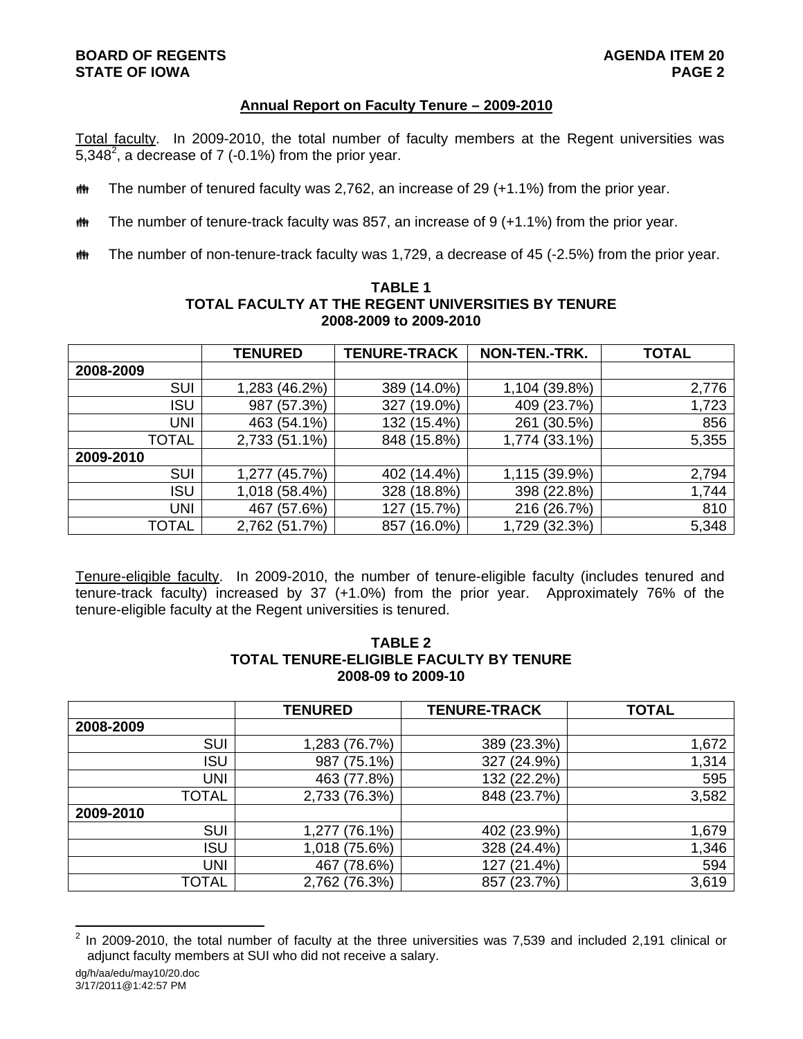## Annual Report on Faculty Tenure – 2009-2010

Total faculty. In 2009-2010, the total number of faculty members at the Regent universities was 5,348[2], a decrease of 7 (-0.1%) from the prior year.

- The number of tenured faculty was 2,762, an increase of 29 (+1.1%) from the prior year.
- The number of tenure-track faculty was 857, an increase of 9 (+1.1%) from the prior year.
- The number of non-tenure-track faculty was 1,729, a decrease of 45 (-2.5%) from the prior year.

**TABLE 1**
**TOTAL FACULTY AT THE REGENT UNIVERSITIES BY TENURE**
**2008-2009 to 2009-2010**

| | TENURED | TENURE-TRACK | NON-TEN.-TRK. | TOTAL |
|---|---|---|---|---|
| **2008-2009** | | | | |
| SUI | 1,283 (46.2%) | 389 (14.0%) | 1,104 (39.8%) | 2,776 |
| ISU | 987 (57.3%) | 327 (19.0%) | 409 (23.7%) | 1,723 |
| UNI | 463 (54.1%) | 132 (15.4%) | 261 (30.5%) | 856 |
| TOTAL | 2,733 (51.1%) | 848 (15.8%) | 1,774 (33.1%) | 5,355 |
| **2009-2010** | | | | |
| SUI | 1,277 (45.7%) | 402 (14.4%) | 1,115 (39.9%) | 2,794 |
| ISU | 1,018 (58.4%) | 328 (18.8%) | 398 (22.8%) | 1,744 |
| UNI | 467 (57.6%) | 127 (15.7%) | 216 (26.7%) | 810 |
| TOTAL | 2,762 (51.7%) | 857 (16.0%) | 1,729 (32.3%) | 5,348 |

Tenure-eligible faculty. In 2009-2010, the number of tenure-eligible faculty (includes tenured and tenure-track faculty) increased by 37 (+1.0%) from the prior year. Approximately 76% of the tenure-eligible faculty at the Regent universities is tenured.

**TABLE 2**
**TOTAL TENURE-ELIGIBLE FACULTY BY TENURE**
**2008-09 to 2009-10**

| | TENURED | TENURE-TRACK | TOTAL |
|---|---|---|---|
| **2008-2009** | | | |
| SUI | 1,283 (76.7%) | 389 (23.3%) | 1,672 |
| ISU | 987 (75.1%) | 327 (24.9%) | 1,314 |
| UNI | 463 (77.8%) | 132 (22.2%) | 595 |
| TOTAL | 2,733 (76.3%) | 848 (23.7%) | 3,582 |
| **2009-2010** | | | |
| SUI | 1,277 (76.1%) | 402 (23.9%) | 1,679 |
| ISU | 1,018 (75.6%) | 328 (24.4%) | 1,346 |
| UNI | 467 (78.6%) | 127 (21.4%) | 594 |
| TOTAL | 2,762 (76.3%) | 857 (23.7%) | 3,619 |

[2] In 2009-2010, the total number of faculty at the three universities was 7,539 and included 2,191 clinical or adjunct faculty members at SUI who did not receive a salary.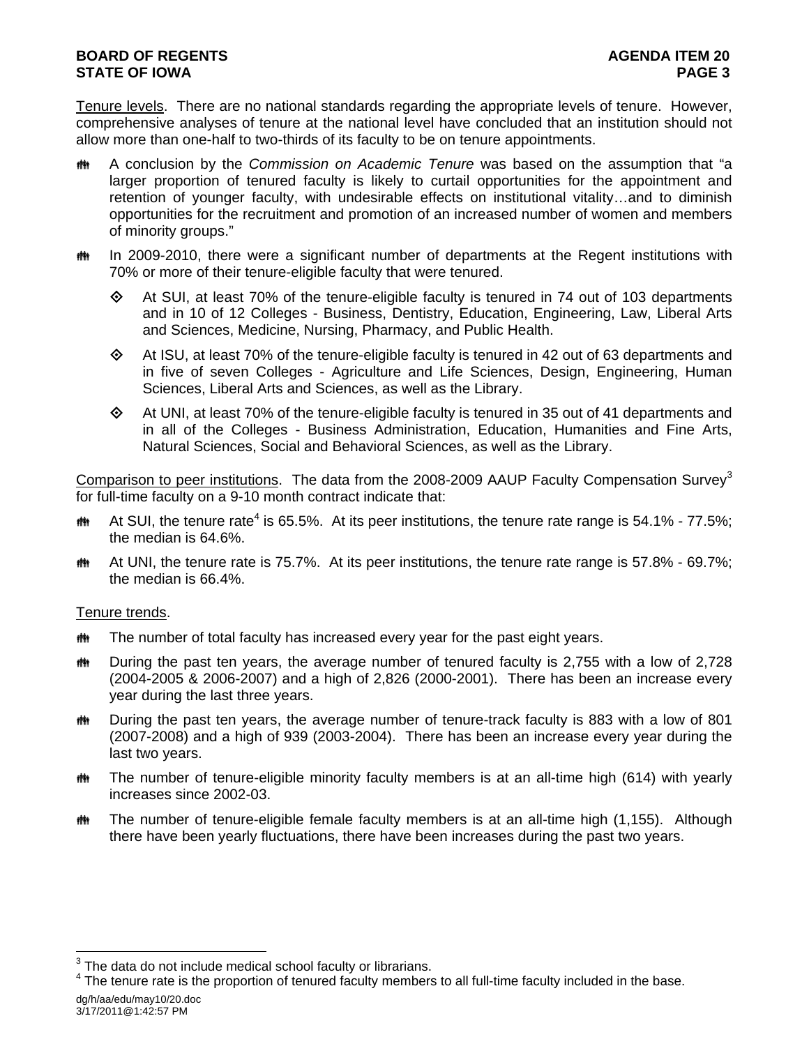Tenure levels. There are no national standards regarding the appropriate levels of tenure. However, comprehensive analyses of tenure at the national level have concluded that an institution should not allow more than one-half to two-thirds of its faculty to be on tenure appointments.

- A conclusion by the *Commission on Academic Tenure* was based on the assumption that "a larger proportion of tenured faculty is likely to curtail opportunities for the appointment and retention of younger faculty, with undesirable effects on institutional vitality…and to diminish opportunities for the recruitment and promotion of an increased number of women and members of minority groups."

- In 2009-2010, there were a significant number of departments at the Regent institutions with 70% or more of their tenure-eligible faculty that were tenured.

  - At SUI, at least 70% of the tenure-eligible faculty is tenured in 74 out of 103 departments and in 10 of 12 Colleges - Business, Dentistry, Education, Engineering, Law, Liberal Arts and Sciences, Medicine, Nursing, Pharmacy, and Public Health.

  - At ISU, at least 70% of the tenure-eligible faculty is tenured in 42 out of 63 departments and in five of seven Colleges - Agriculture and Life Sciences, Design, Engineering, Human Sciences, Liberal Arts and Sciences, as well as the Library.

  - At UNI, at least 70% of the tenure-eligible faculty is tenured in 35 out of 41 departments and in all of the Colleges - Business Administration, Education, Humanities and Fine Arts, Natural Sciences, Social and Behavioral Sciences, as well as the Library.

Comparison to peer institutions. The data from the 2008-2009 AAUP Faculty Compensation Survey[3] for full-time faculty on a 9-10 month contract indicate that:

- At SUI, the tenure rate[4] is 65.5%. At its peer institutions, the tenure rate range is 54.1% - 77.5%; the median is 64.6%.

- At UNI, the tenure rate is 75.7%. At its peer institutions, the tenure rate range is 57.8% - 69.7%; the median is 66.4%.

Tenure trends.

- The number of total faculty has increased every year for the past eight years.

- During the past ten years, the average number of tenured faculty is 2,755 with a low of 2,728 (2004-2005 & 2006-2007) and a high of 2,826 (2000-2001). There has been an increase every year during the last three years.

- During the past ten years, the average number of tenure-track faculty is 883 with a low of 801 (2007-2008) and a high of 939 (2003-2004). There has been an increase every year during the last two years.

- The number of tenure-eligible minority faculty members is at an all-time high (614) with yearly increases since 2002-03.

- The number of tenure-eligible female faculty members is at an all-time high (1,155). Although there have been yearly fluctuations, there have been increases during the past two years.

---

[3] The data do not include medical school faculty or librarians.

[4] The tenure rate is the proportion of tenured faculty members to all full-time faculty included in the base.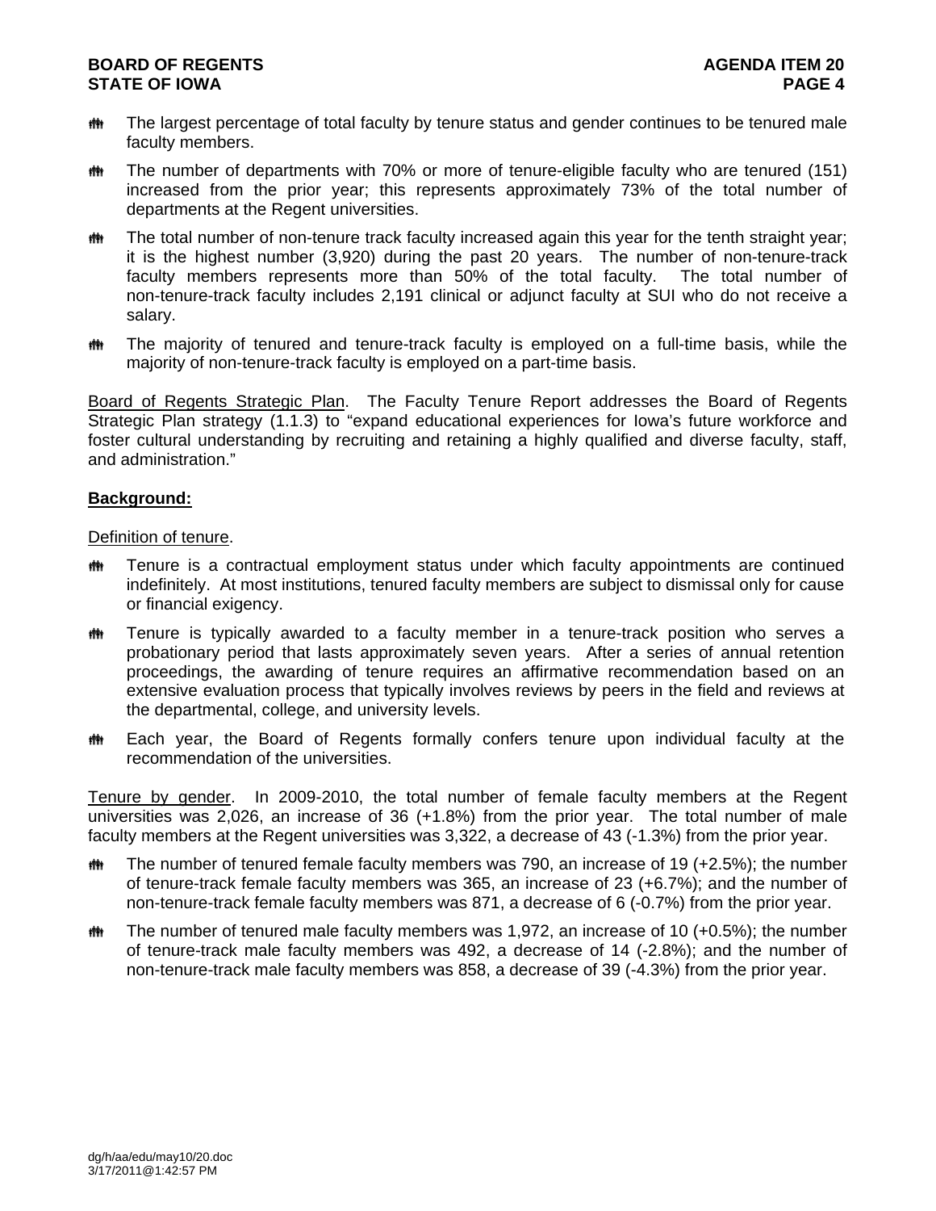- The largest percentage of total faculty by tenure status and gender continues to be tenured male faculty members.
- The number of departments with 70% or more of tenure-eligible faculty who are tenured (151) increased from the prior year; this represents approximately 73% of the total number of departments at the Regent universities.
- The total number of non-tenure track faculty increased again this year for the tenth straight year; it is the highest number (3,920) during the past 20 years. The number of non-tenure-track faculty members represents more than 50% of the total faculty. The total number of non-tenure-track faculty includes 2,191 clinical or adjunct faculty at SUI who do not receive a salary.
- The majority of tenured and tenure-track faculty is employed on a full-time basis, while the majority of non-tenure-track faculty is employed on a part-time basis.

Board of Regents Strategic Plan. The Faculty Tenure Report addresses the Board of Regents Strategic Plan strategy (1.1.3) to "expand educational experiences for Iowa's future workforce and foster cultural understanding by recruiting and retaining a highly qualified and diverse faculty, staff, and administration."

**Background:**

Definition of tenure.

- Tenure is a contractual employment status under which faculty appointments are continued indefinitely. At most institutions, tenured faculty members are subject to dismissal only for cause or financial exigency.
- Tenure is typically awarded to a faculty member in a tenure-track position who serves a probationary period that lasts approximately seven years. After a series of annual retention proceedings, the awarding of tenure requires an affirmative recommendation based on an extensive evaluation process that typically involves reviews by peers in the field and reviews at the departmental, college, and university levels.
- Each year, the Board of Regents formally confers tenure upon individual faculty at the recommendation of the universities.

Tenure by gender. In 2009-2010, the total number of female faculty members at the Regent universities was 2,026, an increase of 36 (+1.8%) from the prior year. The total number of male faculty members at the Regent universities was 3,322, a decrease of 43 (-1.3%) from the prior year.

- The number of tenured female faculty members was 790, an increase of 19 (+2.5%); the number of tenure-track female faculty members was 365, an increase of 23 (+6.7%); and the number of non-tenure-track female faculty members was 871, a decrease of 6 (-0.7%) from the prior year.
- The number of tenured male faculty members was 1,972, an increase of 10 (+0.5%); the number of tenure-track male faculty members was 492, a decrease of 14 (-2.8%); and the number of non-tenure-track male faculty members was 858, a decrease of 39 (-4.3%) from the prior year.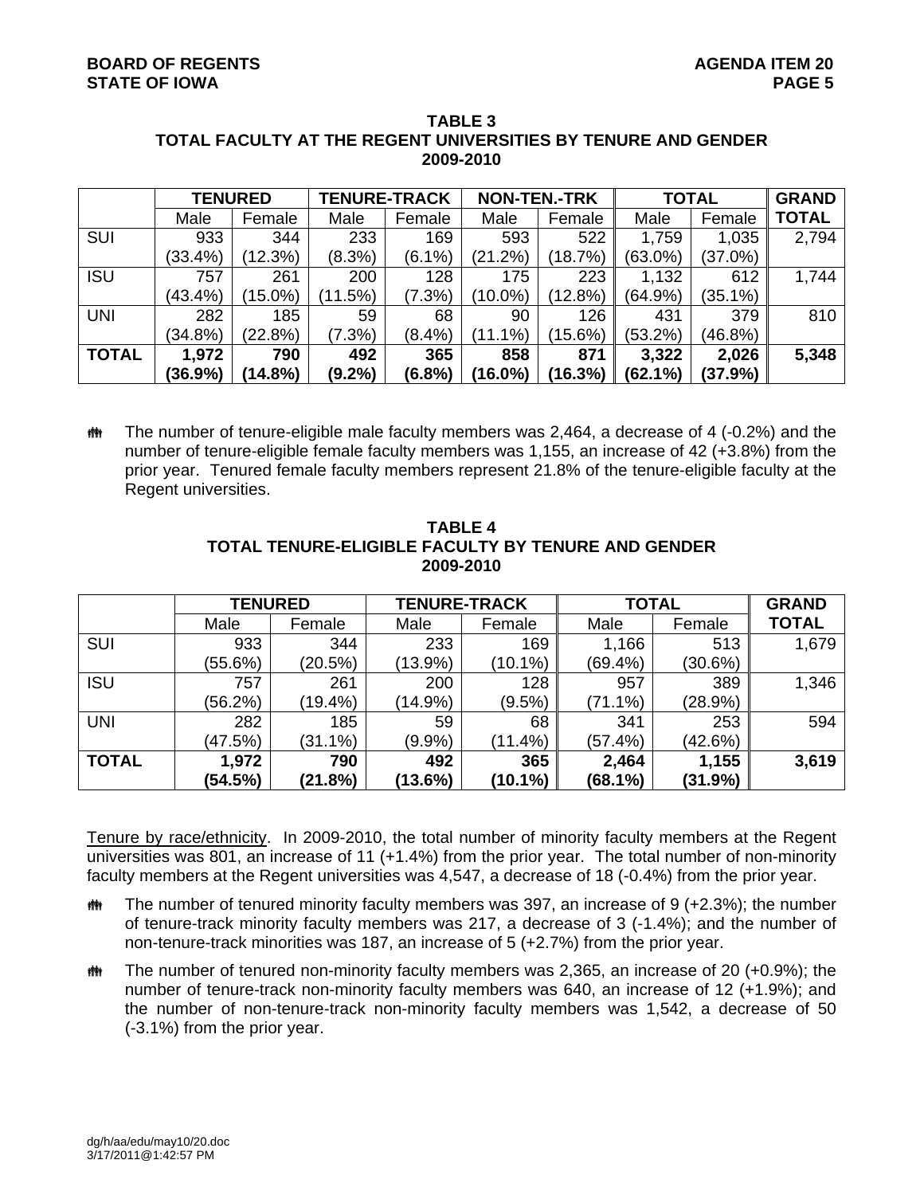**TABLE 3**
**TOTAL FACULTY AT THE REGENT UNIVERSITIES BY TENURE AND GENDER**
**2009-2010**

| | **TENURED** | | **TENURE-TRACK** | | **NON-TEN.-TRK** | | **TOTAL** | | **GRAND** |
|---|---|---|---|---|---|---|---|---|---|
| | Male | Female | Male | Female | Male | Female | Male | Female | **TOTAL** |
| SUI | 933 (33.4%) | 344 (12.3%) | 233 (8.3%) | 169 (6.1%) | 593 (21.2%) | 522 (18.7%) | 1,759 (63.0%) | 1,035 (37.0%) | 2,794 |
| ISU | 757 (43.4%) | 261 (15.0%) | 200 (11.5%) | 128 (7.3%) | 175 (10.0%) | 223 (12.8%) | 1,132 (64.9%) | 612 (35.1%) | 1,744 |
| UNI | 282 (34.8%) | 185 (22.8%) | 59 (7.3%) | 68 (8.4%) | 90 (11.1%) | 126 (15.6%) | 431 (53.2%) | 379 (46.8%) | 810 |
| **TOTAL** | **1,972 (36.9%)** | **790 (14.8%)** | **492 (9.2%)** | **365 (6.8%)** | **858 (16.0%)** | **871 (16.3%)** | **3,322 (62.1%)** | **2,026 (37.9%)** | **5,348** |

- The number of tenure-eligible male faculty members was 2,464, a decrease of 4 (-0.2%) and the number of tenure-eligible female faculty members was 1,155, an increase of 42 (+3.8%) from the prior year. Tenured female faculty members represent 21.8% of the tenure-eligible faculty at the Regent universities.

**TABLE 4**
**TOTAL TENURE-ELIGIBLE FACULTY BY TENURE AND GENDER**
**2009-2010**

| | **TENURED** | | **TENURE-TRACK** | | **TOTAL** | | **GRAND** |
|---|---|---|---|---|---|---|---|
| | Male | Female | Male | Female | Male | Female | **TOTAL** |
| SUI | 933 (55.6%) | 344 (20.5%) | 233 (13.9%) | 169 (10.1%) | 1,166 (69.4%) | 513 (30.6%) | 1,679 |
| ISU | 757 (56.2%) | 261 (19.4%) | 200 (14.9%) | 128 (9.5%) | 957 (71.1%) | 389 (28.9%) | 1,346 |
| UNI | 282 (47.5%) | 185 (31.1%) | 59 (9.9%) | 68 (11.4%) | 341 (57.4%) | 253 (42.6%) | 594 |
| **TOTAL** | **1,972 (54.5%)** | **790 (21.8%)** | **492 (13.6%)** | **365 (10.1%)** | **2,464 (68.1%)** | **1,155 (31.9%)** | **3,619** |

Tenure by race/ethnicity. In 2009-2010, the total number of minority faculty members at the Regent universities was 801, an increase of 11 (+1.4%) from the prior year. The total number of non-minority faculty members at the Regent universities was 4,547, a decrease of 18 (-0.4%) from the prior year.

- The number of tenured minority faculty members was 397, an increase of 9 (+2.3%); the number of tenure-track minority faculty members was 217, a decrease of 3 (-1.4%); and the number of non-tenure-track minorities was 187, an increase of 5 (+2.7%) from the prior year.
- The number of tenured non-minority faculty members was 2,365, an increase of 20 (+0.9%); the number of tenure-track non-minority faculty members was 640, an increase of 12 (+1.9%); and the number of non-tenure-track non-minority faculty members was 1,542, a decrease of 50 (-3.1%) from the prior year.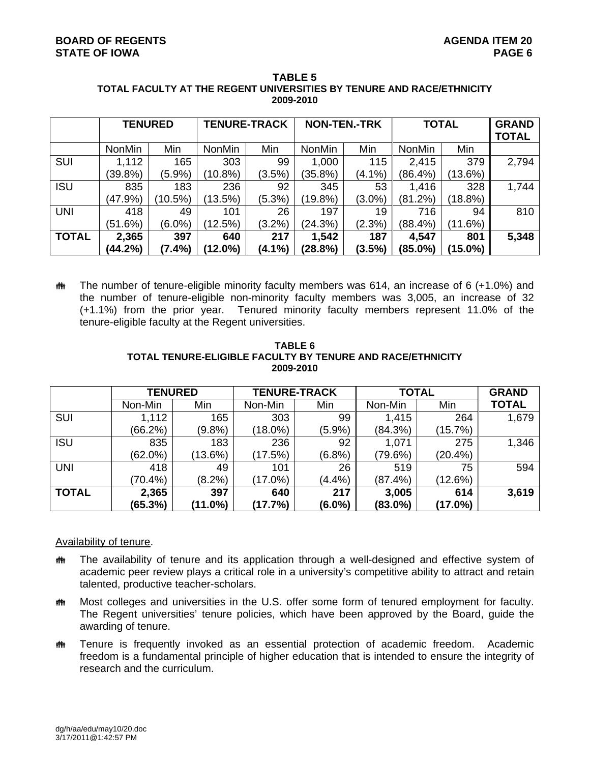**TABLE 5**
**TOTAL FACULTY AT THE REGENT UNIVERSITIES BY TENURE AND RACE/ETHNICITY**
**2009-2010**

| | **TENURED** | | **TENURE-TRACK** | | **NON-TEN.-TRK** | | **TOTAL** | | **GRAND TOTAL** |
|---|---|---|---|---|---|---|---|---|---|
| | NonMin | Min | NonMin | Min | NonMin | Min | NonMin | Min | |
| SUI | 1,112 (39.8%) | 165 (5.9%) | 303 (10.8%) | 99 (3.5%) | 1,000 (35.8%) | 115 (4.1%) | 2,415 (86.4%) | 379 (13.6%) | 2,794 |
| ISU | 835 (47.9%) | 183 (10.5%) | 236 (13.5%) | 92 (5.3%) | 345 (19.8%) | 53 (3.0%) | 1,416 (81.2%) | 328 (18.8%) | 1,744 |
| UNI | 418 (51.6%) | 49 (6.0%) | 101 (12.5%) | 26 (3.2%) | 197 (24.3%) | 19 (2.3%) | 716 (88.4%) | 94 (11.6%) | 810 |
| **TOTAL** | **2,365 (44.2%)** | **397 (7.4%)** | **640 (12.0%)** | **217 (4.1%)** | **1,542 (28.8%)** | **187 (3.5%)** | **4,547 (85.0%)** | **801 (15.0%)** | **5,348** |

- The number of tenure-eligible minority faculty members was 614, an increase of 6 (+1.0%) and the number of tenure-eligible non-minority faculty members was 3,005, an increase of 32 (+1.1%) from the prior year. Tenured minority faculty members represent 11.0% of the tenure-eligible faculty at the Regent universities.

**TABLE 6**
**TOTAL TENURE-ELIGIBLE FACULTY BY TENURE AND RACE/ETHNICITY**
**2009-2010**

| | **TENURED** | | **TENURE-TRACK** | | **TOTAL** | | **GRAND TOTAL** |
|---|---|---|---|---|---|---|---|
| | Non-Min | Min | Non-Min | Min | Non-Min | Min | |
| SUI | 1,112 (66.2%) | 165 (9.8%) | 303 (18.0%) | 99 (5.9%) | 1,415 (84.3%) | 264 (15.7%) | 1,679 |
| ISU | 835 (62.0%) | 183 (13.6%) | 236 (17.5%) | 92 (6.8%) | 1,071 (79.6%) | 275 (20.4%) | 1,346 |
| UNI | 418 (70.4%) | 49 (8.2%) | 101 (17.0%) | 26 (4.4%) | 519 (87.4%) | 75 (12.6%) | 594 |
| **TOTAL** | **2,365 (65.3%)** | **397 (11.0%)** | **640 (17.7%)** | **217 (6.0%)** | **3,005 (83.0%)** | **614 (17.0%)** | **3,619** |

Availability of tenure.

- The availability of tenure and its application through a well-designed and effective system of academic peer review plays a critical role in a university's competitive ability to attract and retain talented, productive teacher-scholars.
- Most colleges and universities in the U.S. offer some form of tenured employment for faculty. The Regent universities' tenure policies, which have been approved by the Board, guide the awarding of tenure.
- Tenure is frequently invoked as an essential protection of academic freedom. Academic freedom is a fundamental principle of higher education that is intended to ensure the integrity of research and the curriculum.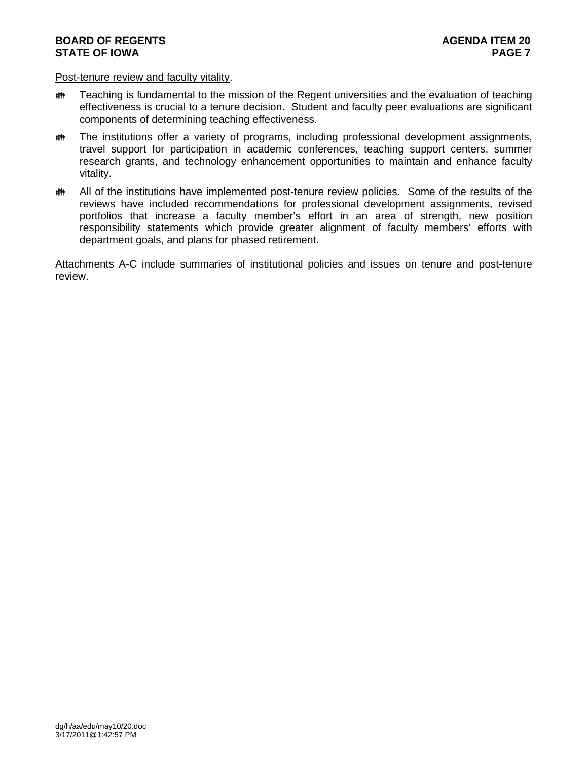<u>Post-tenure review and faculty vitality</u>.

- Teaching is fundamental to the mission of the Regent universities and the evaluation of teaching effectiveness is crucial to a tenure decision. Student and faculty peer evaluations are significant components of determining teaching effectiveness.
- The institutions offer a variety of programs, including professional development assignments, travel support for participation in academic conferences, teaching support centers, summer research grants, and technology enhancement opportunities to maintain and enhance faculty vitality.
- All of the institutions have implemented post-tenure review policies. Some of the results of the reviews have included recommendations for professional development assignments, revised portfolios that increase a faculty member's effort in an area of strength, new position responsibility statements which provide greater alignment of faculty members' efforts with department goals, and plans for phased retirement.

Attachments A-C include summaries of institutional policies and issues on tenure and post-tenure review.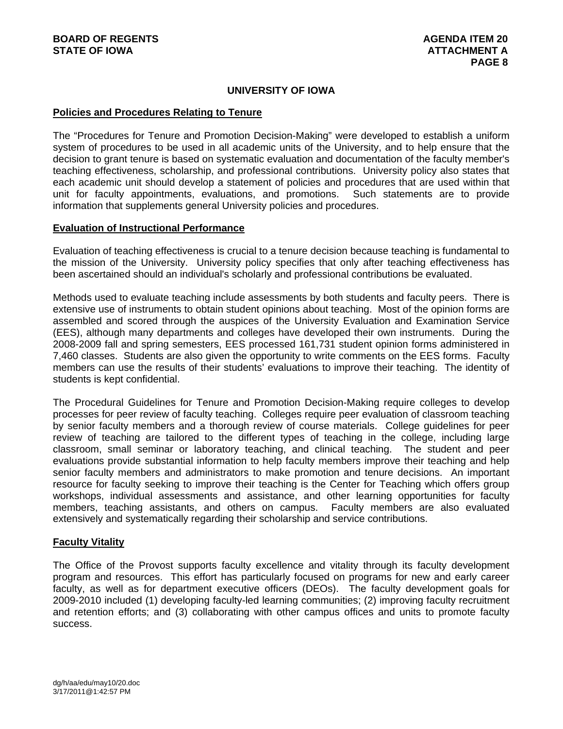## UNIVERSITY OF IOWA

### Policies and Procedures Relating to Tenure

The "Procedures for Tenure and Promotion Decision-Making" were developed to establish a uniform system of procedures to be used in all academic units of the University, and to help ensure that the decision to grant tenure is based on systematic evaluation and documentation of the faculty member's teaching effectiveness, scholarship, and professional contributions. University policy also states that each academic unit should develop a statement of policies and procedures that are used within that unit for faculty appointments, evaluations, and promotions. Such statements are to provide information that supplements general University policies and procedures.

### Evaluation of Instructional Performance

Evaluation of teaching effectiveness is crucial to a tenure decision because teaching is fundamental to the mission of the University. University policy specifies that only after teaching effectiveness has been ascertained should an individual's scholarly and professional contributions be evaluated.

Methods used to evaluate teaching include assessments by both students and faculty peers. There is extensive use of instruments to obtain student opinions about teaching. Most of the opinion forms are assembled and scored through the auspices of the University Evaluation and Examination Service (EES), although many departments and colleges have developed their own instruments. During the 2008-2009 fall and spring semesters, EES processed 161,731 student opinion forms administered in 7,460 classes. Students are also given the opportunity to write comments on the EES forms. Faculty members can use the results of their students' evaluations to improve their teaching. The identity of students is kept confidential.

The Procedural Guidelines for Tenure and Promotion Decision-Making require colleges to develop processes for peer review of faculty teaching. Colleges require peer evaluation of classroom teaching by senior faculty members and a thorough review of course materials. College guidelines for peer review of teaching are tailored to the different types of teaching in the college, including large classroom, small seminar or laboratory teaching, and clinical teaching. The student and peer evaluations provide substantial information to help faculty members improve their teaching and help senior faculty members and administrators to make promotion and tenure decisions. An important resource for faculty seeking to improve their teaching is the Center for Teaching which offers group workshops, individual assessments and assistance, and other learning opportunities for faculty members, teaching assistants, and others on campus. Faculty members are also evaluated extensively and systematically regarding their scholarship and service contributions.

### Faculty Vitality

The Office of the Provost supports faculty excellence and vitality through its faculty development program and resources. This effort has particularly focused on programs for new and early career faculty, as well as for department executive officers (DEOs). The faculty development goals for 2009-2010 included (1) developing faculty-led learning communities; (2) improving faculty recruitment and retention efforts; and (3) collaborating with other campus offices and units to promote faculty success.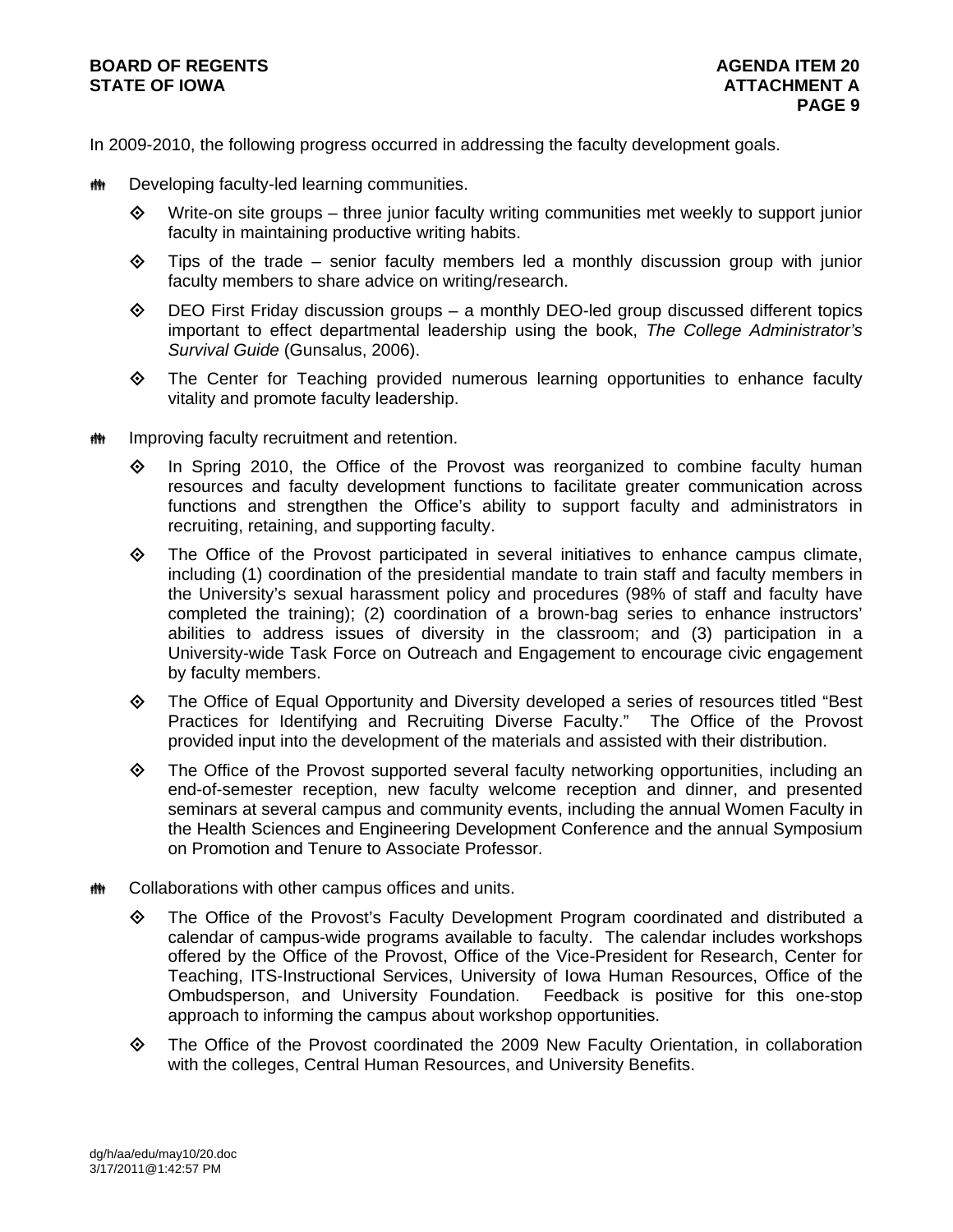In 2009-2010, the following progress occurred in addressing the faculty development goals.

- Developing faculty-led learning communities.
  - Write-on site groups – three junior faculty writing communities met weekly to support junior faculty in maintaining productive writing habits.
  - Tips of the trade – senior faculty members led a monthly discussion group with junior faculty members to share advice on writing/research.
  - DEO First Friday discussion groups – a monthly DEO-led group discussed different topics important to effect departmental leadership using the book, *The College Administrator's Survival Guide* (Gunsalus, 2006).
  - The Center for Teaching provided numerous learning opportunities to enhance faculty vitality and promote faculty leadership.

- Improving faculty recruitment and retention.
  - In Spring 2010, the Office of the Provost was reorganized to combine faculty human resources and faculty development functions to facilitate greater communication across functions and strengthen the Office's ability to support faculty and administrators in recruiting, retaining, and supporting faculty.
  - The Office of the Provost participated in several initiatives to enhance campus climate, including (1) coordination of the presidential mandate to train staff and faculty members in the University's sexual harassment policy and procedures (98% of staff and faculty have completed the training); (2) coordination of a brown-bag series to enhance instructors' abilities to address issues of diversity in the classroom; and (3) participation in a University-wide Task Force on Outreach and Engagement to encourage civic engagement by faculty members.
  - The Office of Equal Opportunity and Diversity developed a series of resources titled "Best Practices for Identifying and Recruiting Diverse Faculty." The Office of the Provost provided input into the development of the materials and assisted with their distribution.
  - The Office of the Provost supported several faculty networking opportunities, including an end-of-semester reception, new faculty welcome reception and dinner, and presented seminars at several campus and community events, including the annual Women Faculty in the Health Sciences and Engineering Development Conference and the annual Symposium on Promotion and Tenure to Associate Professor.

- Collaborations with other campus offices and units.
  - The Office of the Provost's Faculty Development Program coordinated and distributed a calendar of campus-wide programs available to faculty. The calendar includes workshops offered by the Office of the Provost, Office of the Vice-President for Research, Center for Teaching, ITS-Instructional Services, University of Iowa Human Resources, Office of the Ombudsperson, and University Foundation. Feedback is positive for this one-stop approach to informing the campus about workshop opportunities.
  - The Office of the Provost coordinated the 2009 New Faculty Orientation, in collaboration with the colleges, Central Human Resources, and University Benefits.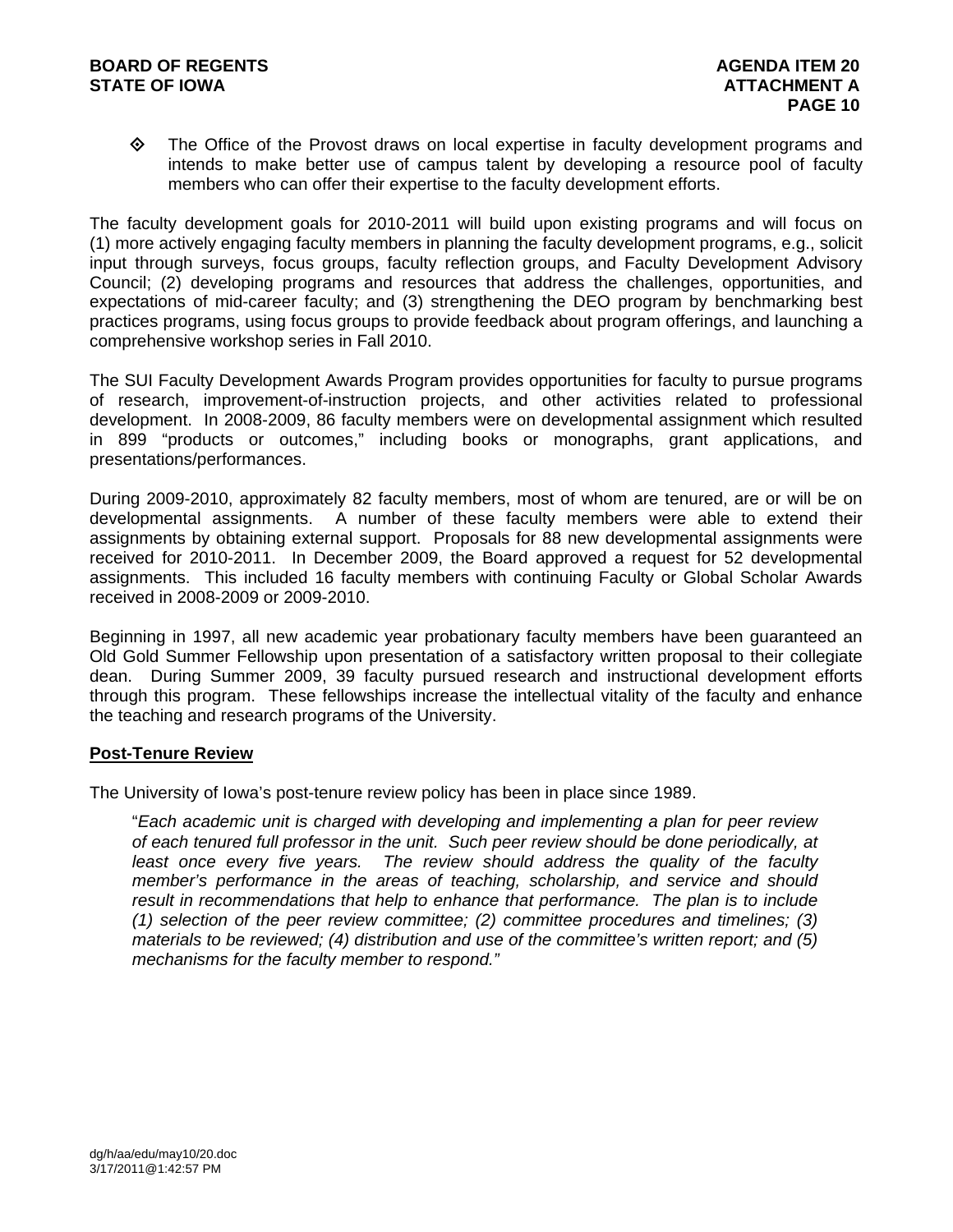- The Office of the Provost draws on local expertise in faculty development programs and intends to make better use of campus talent by developing a resource pool of faculty members who can offer their expertise to the faculty development efforts.

The faculty development goals for 2010-2011 will build upon existing programs and will focus on (1) more actively engaging faculty members in planning the faculty development programs, e.g., solicit input through surveys, focus groups, faculty reflection groups, and Faculty Development Advisory Council; (2) developing programs and resources that address the challenges, opportunities, and expectations of mid-career faculty; and (3) strengthening the DEO program by benchmarking best practices programs, using focus groups to provide feedback about program offerings, and launching a comprehensive workshop series in Fall 2010.

The SUI Faculty Development Awards Program provides opportunities for faculty to pursue programs of research, improvement-of-instruction projects, and other activities related to professional development. In 2008-2009, 86 faculty members were on developmental assignment which resulted in 899 "products or outcomes," including books or monographs, grant applications, and presentations/performances.

During 2009-2010, approximately 82 faculty members, most of whom are tenured, are or will be on developmental assignments. A number of these faculty members were able to extend their assignments by obtaining external support. Proposals for 88 new developmental assignments were received for 2010-2011. In December 2009, the Board approved a request for 52 developmental assignments. This included 16 faculty members with continuing Faculty or Global Scholar Awards received in 2008-2009 or 2009-2010.

Beginning in 1997, all new academic year probationary faculty members have been guaranteed an Old Gold Summer Fellowship upon presentation of a satisfactory written proposal to their collegiate dean. During Summer 2009, 39 faculty pursued research and instructional development efforts through this program. These fellowships increase the intellectual vitality of the faculty and enhance the teaching and research programs of the University.

## Post-Tenure Review

The University of Iowa's post-tenure review policy has been in place since 1989.

> "*Each academic unit is charged with developing and implementing a plan for peer review of each tenured full professor in the unit. Such peer review should be done periodically, at least once every five years. The review should address the quality of the faculty member's performance in the areas of teaching, scholarship, and service and should result in recommendations that help to enhance that performance. The plan is to include (1) selection of the peer review committee; (2) committee procedures and timelines; (3) materials to be reviewed; (4) distribution and use of the committee's written report; and (5) mechanisms for the faculty member to respond.*"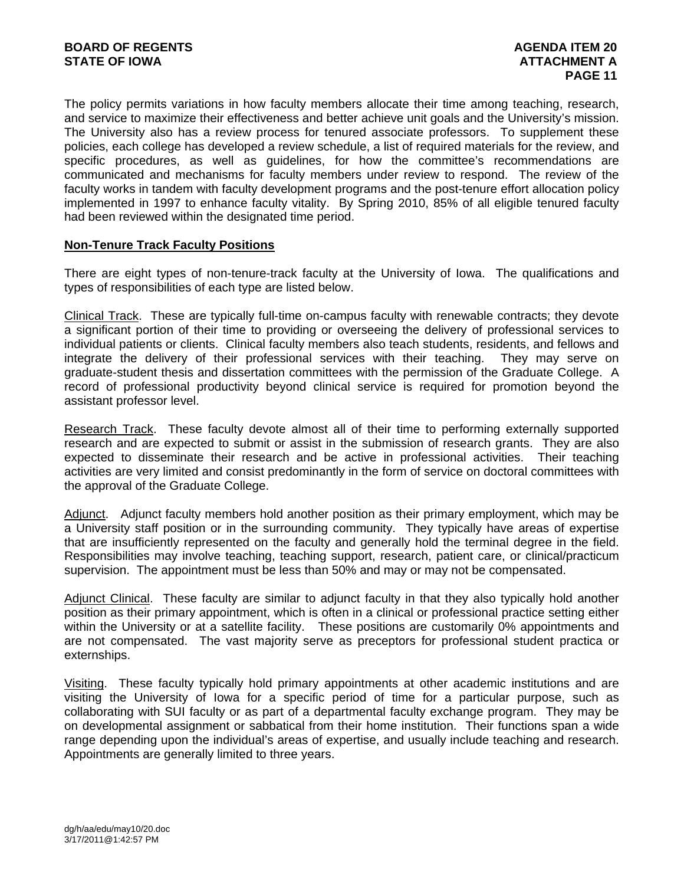The policy permits variations in how faculty members allocate their time among teaching, research, and service to maximize their effectiveness and better achieve unit goals and the University's mission. The University also has a review process for tenured associate professors. To supplement these policies, each college has developed a review schedule, a list of required materials for the review, and specific procedures, as well as guidelines, for how the committee's recommendations are communicated and mechanisms for faculty members under review to respond. The review of the faculty works in tandem with faculty development programs and the post-tenure effort allocation policy implemented in 1997 to enhance faculty vitality. By Spring 2010, 85% of all eligible tenured faculty had been reviewed within the designated time period.

## Non-Tenure Track Faculty Positions

There are eight types of non-tenure-track faculty at the University of Iowa. The qualifications and types of responsibilities of each type are listed below.

Clinical Track. These are typically full-time on-campus faculty with renewable contracts; they devote a significant portion of their time to providing or overseeing the delivery of professional services to individual patients or clients. Clinical faculty members also teach students, residents, and fellows and integrate the delivery of their professional services with their teaching. They may serve on graduate-student thesis and dissertation committees with the permission of the Graduate College. A record of professional productivity beyond clinical service is required for promotion beyond the assistant professor level.

Research Track. These faculty devote almost all of their time to performing externally supported research and are expected to submit or assist in the submission of research grants. They are also expected to disseminate their research and be active in professional activities. Their teaching activities are very limited and consist predominantly in the form of service on doctoral committees with the approval of the Graduate College.

Adjunct. Adjunct faculty members hold another position as their primary employment, which may be a University staff position or in the surrounding community. They typically have areas of expertise that are insufficiently represented on the faculty and generally hold the terminal degree in the field. Responsibilities may involve teaching, teaching support, research, patient care, or clinical/practicum supervision. The appointment must be less than 50% and may or may not be compensated.

Adjunct Clinical. These faculty are similar to adjunct faculty in that they also typically hold another position as their primary appointment, which is often in a clinical or professional practice setting either within the University or at a satellite facility. These positions are customarily 0% appointments and are not compensated. The vast majority serve as preceptors for professional student practica or externships.

Visiting. These faculty typically hold primary appointments at other academic institutions and are visiting the University of Iowa for a specific period of time for a particular purpose, such as collaborating with SUI faculty or as part of a departmental faculty exchange program. They may be on developmental assignment or sabbatical from their home institution. Their functions span a wide range depending upon the individual's areas of expertise, and usually include teaching and research. Appointments are generally limited to three years.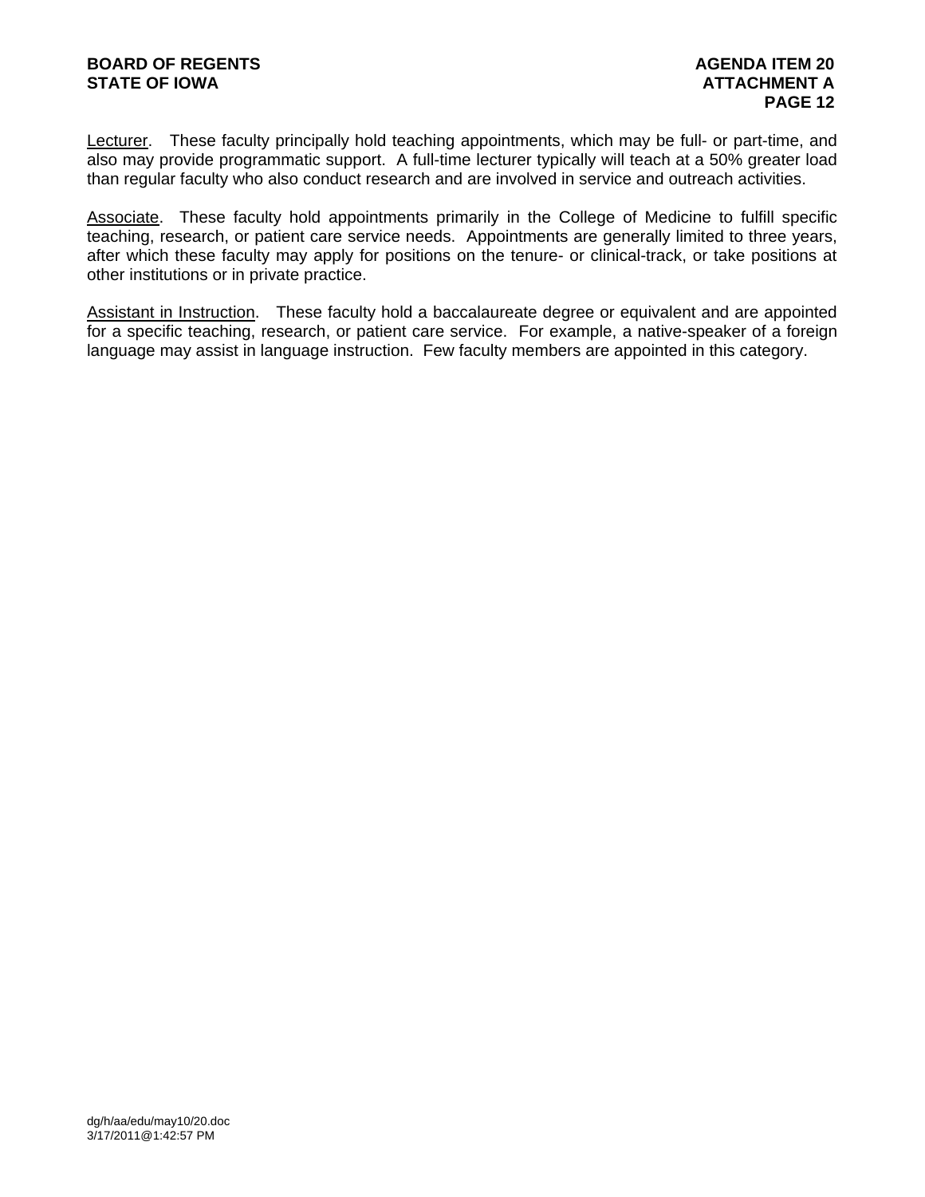Lecturer. These faculty principally hold teaching appointments, which may be full- or part-time, and also may provide programmatic support. A full-time lecturer typically will teach at a 50% greater load than regular faculty who also conduct research and are involved in service and outreach activities.

Associate. These faculty hold appointments primarily in the College of Medicine to fulfill specific teaching, research, or patient care service needs. Appointments are generally limited to three years, after which these faculty may apply for positions on the tenure- or clinical-track, or take positions at other institutions or in private practice.

Assistant in Instruction. These faculty hold a baccalaureate degree or equivalent and are appointed for a specific teaching, research, or patient care service. For example, a native-speaker of a foreign language may assist in language instruction. Few faculty members are appointed in this category.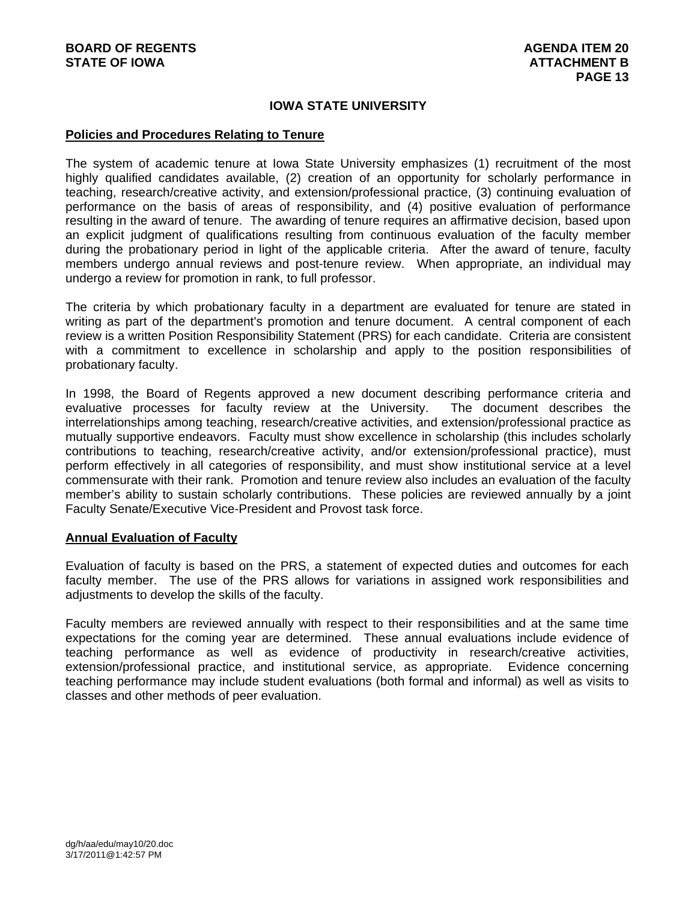# IOWA STATE UNIVERSITY

## Policies and Procedures Relating to Tenure

The system of academic tenure at Iowa State University emphasizes (1) recruitment of the most highly qualified candidates available, (2) creation of an opportunity for scholarly performance in teaching, research/creative activity, and extension/professional practice, (3) continuing evaluation of performance on the basis of areas of responsibility, and (4) positive evaluation of performance resulting in the award of tenure. The awarding of tenure requires an affirmative decision, based upon an explicit judgment of qualifications resulting from continuous evaluation of the faculty member during the probationary period in light of the applicable criteria. After the award of tenure, faculty members undergo annual reviews and post-tenure review. When appropriate, an individual may undergo a review for promotion in rank, to full professor.

The criteria by which probationary faculty in a department are evaluated for tenure are stated in writing as part of the department's promotion and tenure document. A central component of each review is a written Position Responsibility Statement (PRS) for each candidate. Criteria are consistent with a commitment to excellence in scholarship and apply to the position responsibilities of probationary faculty.

In 1998, the Board of Regents approved a new document describing performance criteria and evaluative processes for faculty review at the University. The document describes the interrelationships among teaching, research/creative activities, and extension/professional practice as mutually supportive endeavors. Faculty must show excellence in scholarship (this includes scholarly contributions to teaching, research/creative activity, and/or extension/professional practice), must perform effectively in all categories of responsibility, and must show institutional service at a level commensurate with their rank. Promotion and tenure review also includes an evaluation of the faculty member's ability to sustain scholarly contributions. These policies are reviewed annually by a joint Faculty Senate/Executive Vice-President and Provost task force.

## Annual Evaluation of Faculty

Evaluation of faculty is based on the PRS, a statement of expected duties and outcomes for each faculty member. The use of the PRS allows for variations in assigned work responsibilities and adjustments to develop the skills of the faculty.

Faculty members are reviewed annually with respect to their responsibilities and at the same time expectations for the coming year are determined. These annual evaluations include evidence of teaching performance as well as evidence of productivity in research/creative activities, extension/professional practice, and institutional service, as appropriate. Evidence concerning teaching performance may include student evaluations (both formal and informal) as well as visits to classes and other methods of peer evaluation.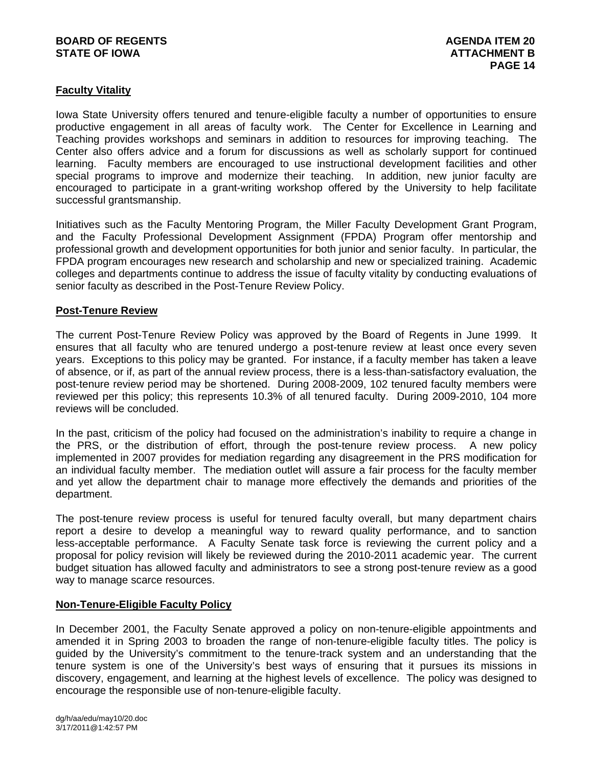## Faculty Vitality

Iowa State University offers tenured and tenure-eligible faculty a number of opportunities to ensure productive engagement in all areas of faculty work. The Center for Excellence in Learning and Teaching provides workshops and seminars in addition to resources for improving teaching. The Center also offers advice and a forum for discussions as well as scholarly support for continued learning. Faculty members are encouraged to use instructional development facilities and other special programs to improve and modernize their teaching. In addition, new junior faculty are encouraged to participate in a grant-writing workshop offered by the University to help facilitate successful grantsmanship.

Initiatives such as the Faculty Mentoring Program, the Miller Faculty Development Grant Program, and the Faculty Professional Development Assignment (FPDA) Program offer mentorship and professional growth and development opportunities for both junior and senior faculty. In particular, the FPDA program encourages new research and scholarship and new or specialized training. Academic colleges and departments continue to address the issue of faculty vitality by conducting evaluations of senior faculty as described in the Post-Tenure Review Policy.

## Post-Tenure Review

The current Post-Tenure Review Policy was approved by the Board of Regents in June 1999. It ensures that all faculty who are tenured undergo a post-tenure review at least once every seven years. Exceptions to this policy may be granted. For instance, if a faculty member has taken a leave of absence, or if, as part of the annual review process, there is a less-than-satisfactory evaluation, the post-tenure review period may be shortened. During 2008-2009, 102 tenured faculty members were reviewed per this policy; this represents 10.3% of all tenured faculty. During 2009-2010, 104 more reviews will be concluded.

In the past, criticism of the policy had focused on the administration's inability to require a change in the PRS, or the distribution of effort, through the post-tenure review process. A new policy implemented in 2007 provides for mediation regarding any disagreement in the PRS modification for an individual faculty member. The mediation outlet will assure a fair process for the faculty member and yet allow the department chair to manage more effectively the demands and priorities of the department.

The post-tenure review process is useful for tenured faculty overall, but many department chairs report a desire to develop a meaningful way to reward quality performance, and to sanction less-acceptable performance. A Faculty Senate task force is reviewing the current policy and a proposal for policy revision will likely be reviewed during the 2010-2011 academic year. The current budget situation has allowed faculty and administrators to see a strong post-tenure review as a good way to manage scarce resources.

## Non-Tenure-Eligible Faculty Policy

In December 2001, the Faculty Senate approved a policy on non-tenure-eligible appointments and amended it in Spring 2003 to broaden the range of non-tenure-eligible faculty titles. The policy is guided by the University's commitment to the tenure-track system and an understanding that the tenure system is one of the University's best ways of ensuring that it pursues its missions in discovery, engagement, and learning at the highest levels of excellence. The policy was designed to encourage the responsible use of non-tenure-eligible faculty.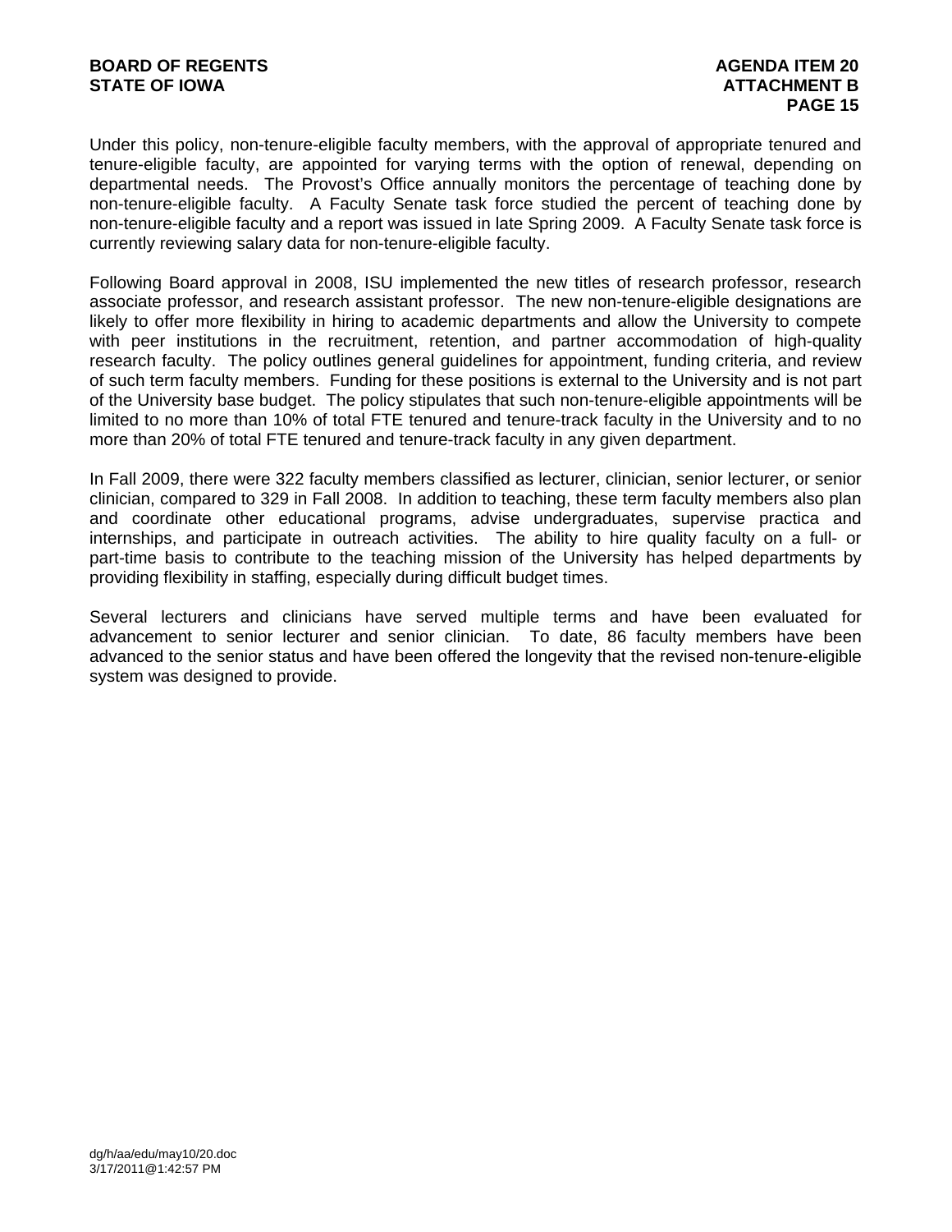Under this policy, non-tenure-eligible faculty members, with the approval of appropriate tenured and tenure-eligible faculty, are appointed for varying terms with the option of renewal, depending on departmental needs. The Provost's Office annually monitors the percentage of teaching done by non-tenure-eligible faculty. A Faculty Senate task force studied the percent of teaching done by non-tenure-eligible faculty and a report was issued in late Spring 2009. A Faculty Senate task force is currently reviewing salary data for non-tenure-eligible faculty.

Following Board approval in 2008, ISU implemented the new titles of research professor, research associate professor, and research assistant professor. The new non-tenure-eligible designations are likely to offer more flexibility in hiring to academic departments and allow the University to compete with peer institutions in the recruitment, retention, and partner accommodation of high-quality research faculty. The policy outlines general guidelines for appointment, funding criteria, and review of such term faculty members. Funding for these positions is external to the University and is not part of the University base budget. The policy stipulates that such non-tenure-eligible appointments will be limited to no more than 10% of total FTE tenured and tenure-track faculty in the University and to no more than 20% of total FTE tenured and tenure-track faculty in any given department.

In Fall 2009, there were 322 faculty members classified as lecturer, clinician, senior lecturer, or senior clinician, compared to 329 in Fall 2008. In addition to teaching, these term faculty members also plan and coordinate other educational programs, advise undergraduates, supervise practica and internships, and participate in outreach activities. The ability to hire quality faculty on a full- or part-time basis to contribute to the teaching mission of the University has helped departments by providing flexibility in staffing, especially during difficult budget times.

Several lecturers and clinicians have served multiple terms and have been evaluated for advancement to senior lecturer and senior clinician. To date, 86 faculty members have been advanced to the senior status and have been offered the longevity that the revised non-tenure-eligible system was designed to provide.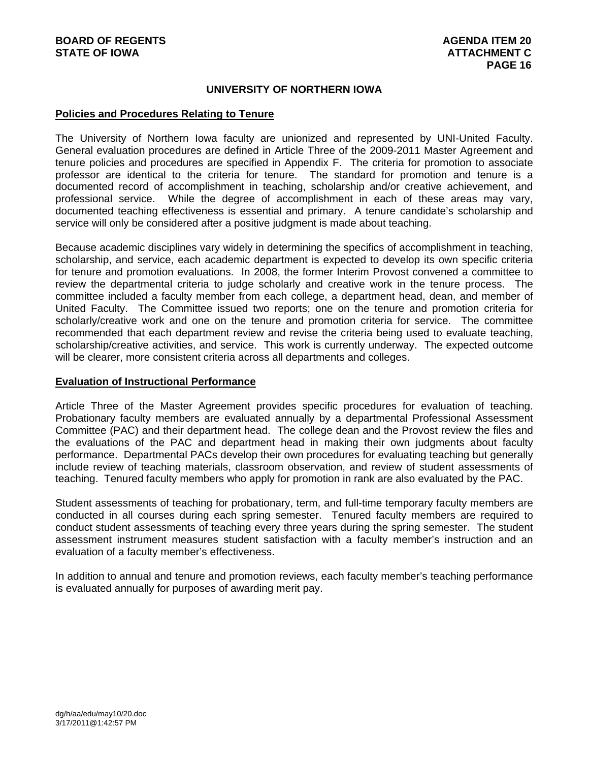## UNIVERSITY OF NORTHERN IOWA

### Policies and Procedures Relating to Tenure

The University of Northern Iowa faculty are unionized and represented by UNI-United Faculty. General evaluation procedures are defined in Article Three of the 2009-2011 Master Agreement and tenure policies and procedures are specified in Appendix F. The criteria for promotion to associate professor are identical to the criteria for tenure. The standard for promotion and tenure is a documented record of accomplishment in teaching, scholarship and/or creative achievement, and professional service. While the degree of accomplishment in each of these areas may vary, documented teaching effectiveness is essential and primary. A tenure candidate's scholarship and service will only be considered after a positive judgment is made about teaching.

Because academic disciplines vary widely in determining the specifics of accomplishment in teaching, scholarship, and service, each academic department is expected to develop its own specific criteria for tenure and promotion evaluations. In 2008, the former Interim Provost convened a committee to review the departmental criteria to judge scholarly and creative work in the tenure process. The committee included a faculty member from each college, a department head, dean, and member of United Faculty. The Committee issued two reports; one on the tenure and promotion criteria for scholarly/creative work and one on the tenure and promotion criteria for service. The committee recommended that each department review and revise the criteria being used to evaluate teaching, scholarship/creative activities, and service. This work is currently underway. The expected outcome will be clearer, more consistent criteria across all departments and colleges.

### Evaluation of Instructional Performance

Article Three of the Master Agreement provides specific procedures for evaluation of teaching. Probationary faculty members are evaluated annually by a departmental Professional Assessment Committee (PAC) and their department head. The college dean and the Provost review the files and the evaluations of the PAC and department head in making their own judgments about faculty performance. Departmental PACs develop their own procedures for evaluating teaching but generally include review of teaching materials, classroom observation, and review of student assessments of teaching. Tenured faculty members who apply for promotion in rank are also evaluated by the PAC.

Student assessments of teaching for probationary, term, and full-time temporary faculty members are conducted in all courses during each spring semester. Tenured faculty members are required to conduct student assessments of teaching every three years during the spring semester. The student assessment instrument measures student satisfaction with a faculty member's instruction and an evaluation of a faculty member's effectiveness.

In addition to annual and tenure and promotion reviews, each faculty member's teaching performance is evaluated annually for purposes of awarding merit pay.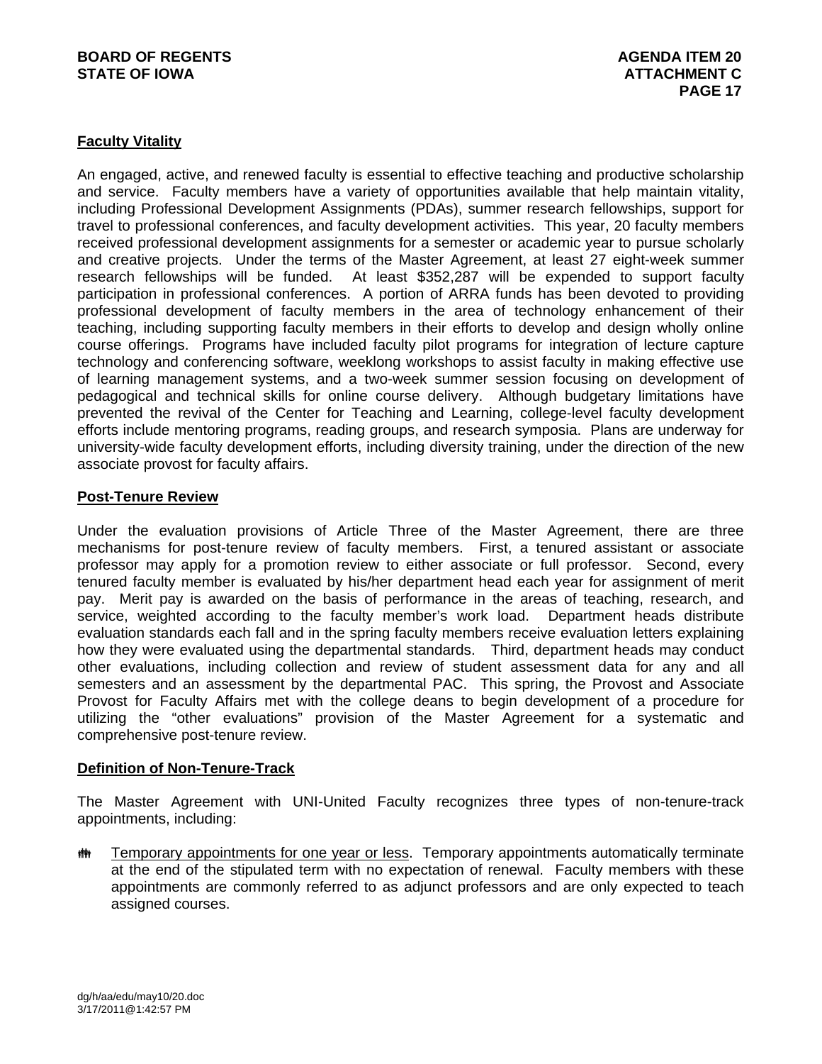**Faculty Vitality**

An engaged, active, and renewed faculty is essential to effective teaching and productive scholarship and service. Faculty members have a variety of opportunities available that help maintain vitality, including Professional Development Assignments (PDAs), summer research fellowships, support for travel to professional conferences, and faculty development activities. This year, 20 faculty members received professional development assignments for a semester or academic year to pursue scholarly and creative projects. Under the terms of the Master Agreement, at least 27 eight-week summer research fellowships will be funded. At least $352,287 will be expended to support faculty participation in professional conferences. A portion of ARRA funds has been devoted to providing professional development of faculty members in the area of technology enhancement of their teaching, including supporting faculty members in their efforts to develop and design wholly online course offerings. Programs have included faculty pilot programs for integration of lecture capture technology and conferencing software, weeklong workshops to assist faculty in making effective use of learning management systems, and a two-week summer session focusing on development of pedagogical and technical skills for online course delivery. Although budgetary limitations have prevented the revival of the Center for Teaching and Learning, college-level faculty development efforts include mentoring programs, reading groups, and research symposia. Plans are underway for university-wide faculty development efforts, including diversity training, under the direction of the new associate provost for faculty affairs.

**Post-Tenure Review**

Under the evaluation provisions of Article Three of the Master Agreement, there are three mechanisms for post-tenure review of faculty members. First, a tenured assistant or associate professor may apply for a promotion review to either associate or full professor. Second, every tenured faculty member is evaluated by his/her department head each year for assignment of merit pay. Merit pay is awarded on the basis of performance in the areas of teaching, research, and service, weighted according to the faculty member's work load. Department heads distribute evaluation standards each fall and in the spring faculty members receive evaluation letters explaining how they were evaluated using the departmental standards. Third, department heads may conduct other evaluations, including collection and review of student assessment data for any and all semesters and an assessment by the departmental PAC. This spring, the Provost and Associate Provost for Faculty Affairs met with the college deans to begin development of a procedure for utilizing the "other evaluations" provision of the Master Agreement for a systematic and comprehensive post-tenure review.

**Definition of Non-Tenure-Track**

The Master Agreement with UNI-United Faculty recognizes three types of non-tenure-track appointments, including:

- Temporary appointments for one year or less. Temporary appointments automatically terminate at the end of the stipulated term with no expectation of renewal. Faculty members with these appointments are commonly referred to as adjunct professors and are only expected to teach assigned courses.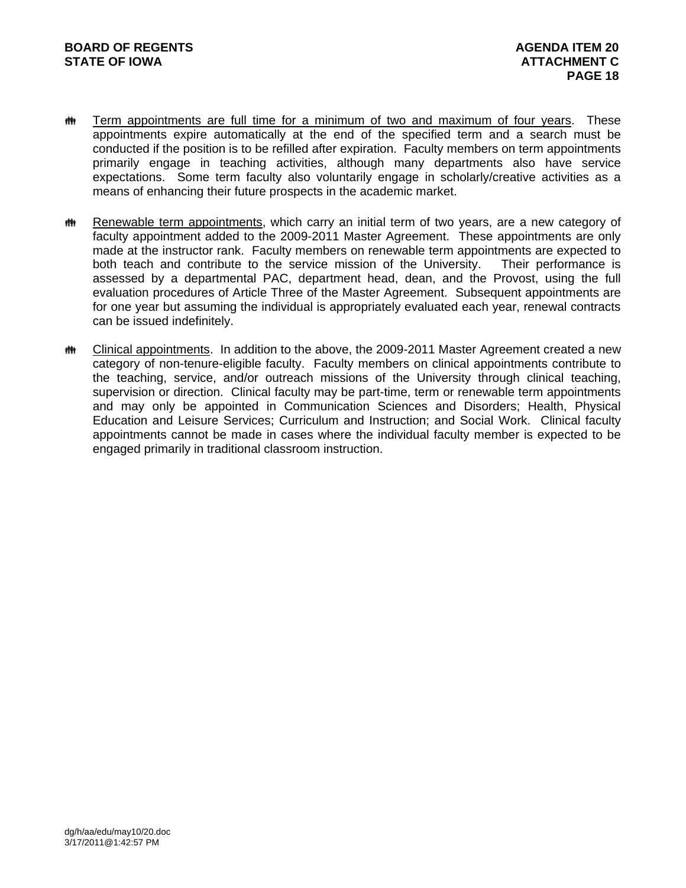- Term appointments are full time for a minimum of two and maximum of four years. These appointments expire automatically at the end of the specified term and a search must be conducted if the position is to be refilled after expiration. Faculty members on term appointments primarily engage in teaching activities, although many departments also have service expectations. Some term faculty also voluntarily engage in scholarly/creative activities as a means of enhancing their future prospects in the academic market.

- Renewable term appointments, which carry an initial term of two years, are a new category of faculty appointment added to the 2009-2011 Master Agreement. These appointments are only made at the instructor rank. Faculty members on renewable term appointments are expected to both teach and contribute to the service mission of the University. Their performance is assessed by a departmental PAC, department head, dean, and the Provost, using the full evaluation procedures of Article Three of the Master Agreement. Subsequent appointments are for one year but assuming the individual is appropriately evaluated each year, renewal contracts can be issued indefinitely.

- Clinical appointments. In addition to the above, the 2009-2011 Master Agreement created a new category of non-tenure-eligible faculty. Faculty members on clinical appointments contribute to the teaching, service, and/or outreach missions of the University through clinical teaching, supervision or direction. Clinical faculty may be part-time, term or renewable term appointments and may only be appointed in Communication Sciences and Disorders; Health, Physical Education and Leisure Services; Curriculum and Instruction; and Social Work. Clinical faculty appointments cannot be made in cases where the individual faculty member is expected to be engaged primarily in traditional classroom instruction.